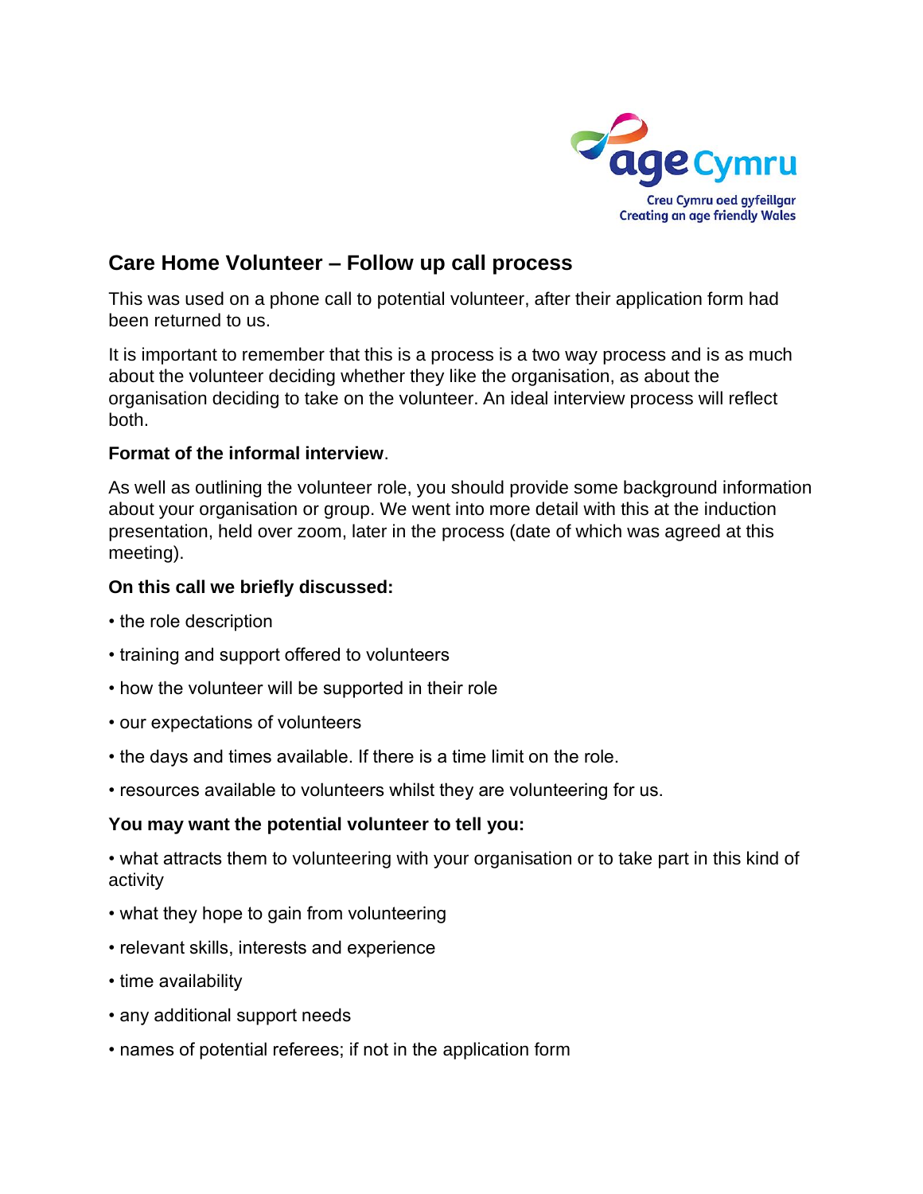age Cymru

Creu Cymru oed gyfeillgar
Creating an age friendly Wales

# Care Home Volunteer – Follow up call process

This was used on a phone call to potential volunteer, after their application form had been returned to us.

It is important to remember that this is a process is a two way process and is as much about the volunteer deciding whether they like the organisation, as about the organisation deciding to take on the volunteer. An ideal interview process will reflect both.

**Format of the informal interview**.

As well as outlining the volunteer role, you should provide some background information about your organisation or group. We went into more detail with this at the induction presentation, held over zoom, later in the process (date of which was agreed at this meeting).

**On this call we briefly discussed:**

- the role description
- training and support offered to volunteers
- how the volunteer will be supported in their role
- our expectations of volunteers
- the days and times available. If there is a time limit on the role.
- resources available to volunteers whilst they are volunteering for us.

**You may want the potential volunteer to tell you:**

- what attracts them to volunteering with your organisation or to take part in this kind of activity
- what they hope to gain from volunteering
- relevant skills, interests and experience
- time availability
- any additional support needs
- names of potential referees; if not in the application form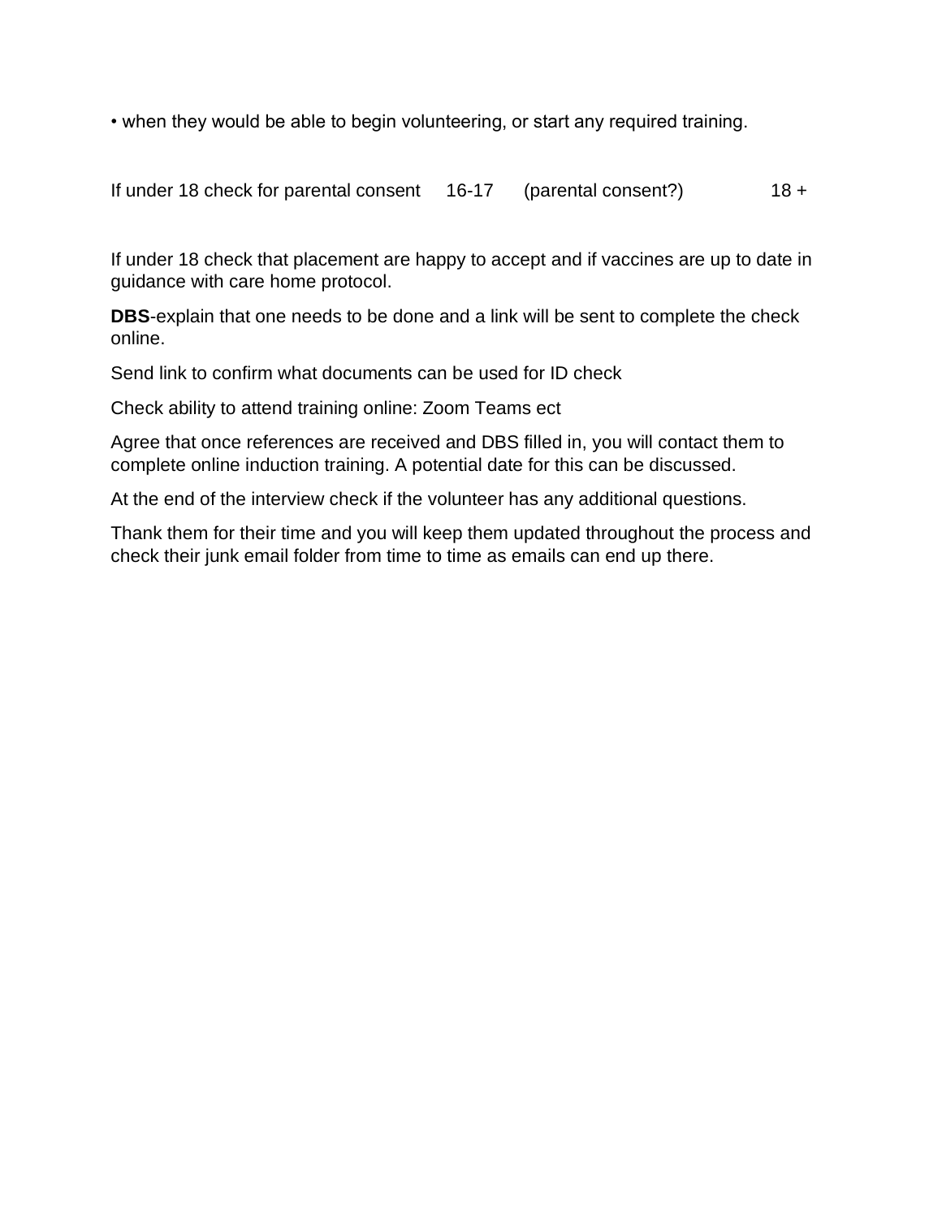- when they would be able to begin volunteering, or start any required training.

If under 18 check for parental consent    16-17    (parental consent?)    18 +

If under 18 check that placement are happy to accept and if vaccines are up to date in guidance with care home protocol.

**DBS**-explain that one needs to be done and a link will be sent to complete the check online.

Send link to confirm what documents can be used for ID check

Check ability to attend training online: Zoom Teams ect

Agree that once references are received and DBS filled in, you will contact them to complete online induction training. A potential date for this can be discussed.

At the end of the interview check if the volunteer has any additional questions.

Thank them for their time and you will keep them updated throughout the process and check their junk email folder from time to time as emails can end up there.